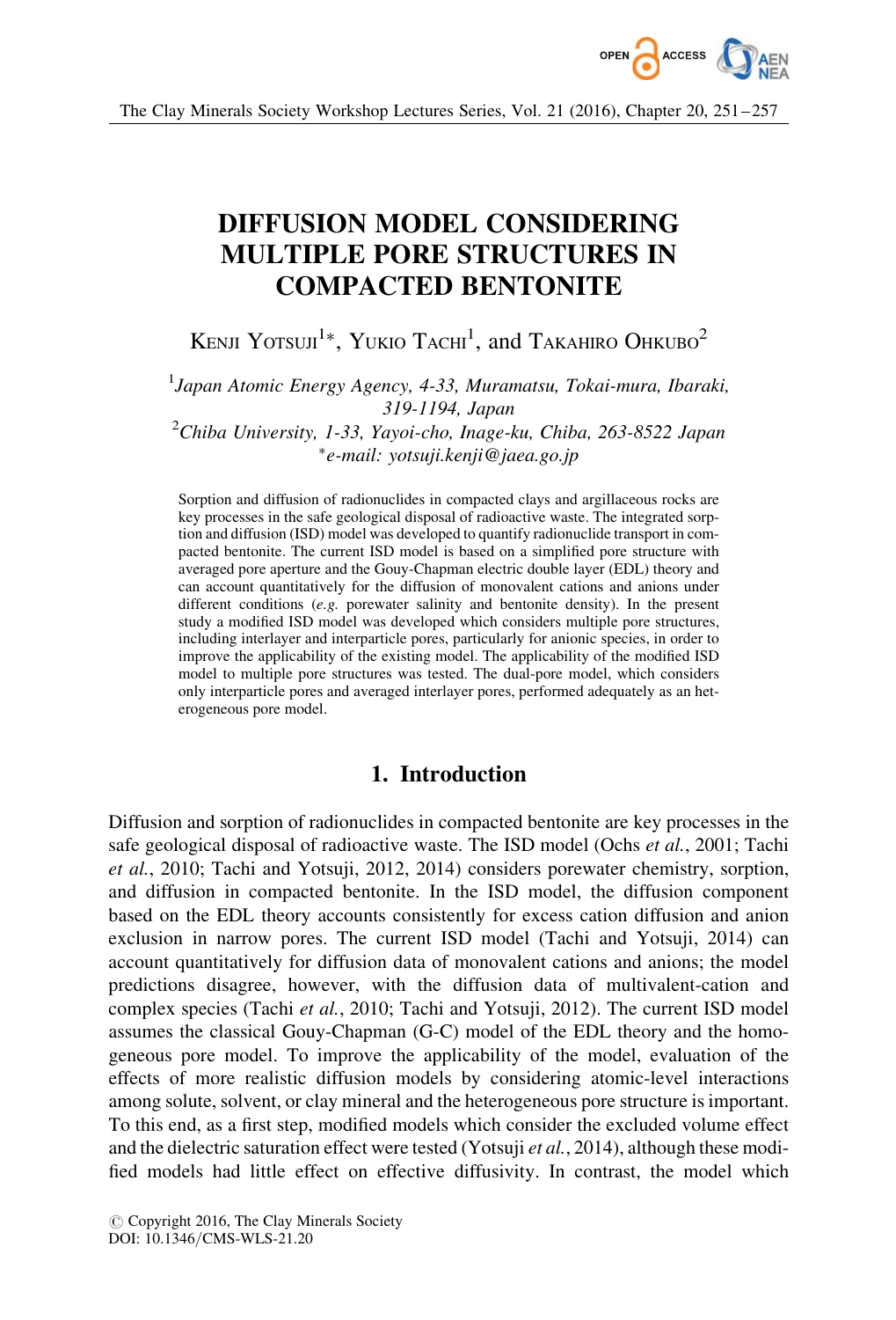# DIFFUSION MODEL CONSIDERING MULTIPLE PORE STRUCTURES IN COMPACTED BENTONITE

Kenji Yotsuji[1]*, Yukio Tachi[1], and Takahiro Ohkubo[2]

[1]*Japan Atomic Energy Agency, 4-33, Muramatsu, Tokai-mura, Ibaraki, 319-1194, Japan*

[2]*Chiba University, 1-33, Yayoi-cho, Inage-ku, Chiba, 263-8522 Japan*

*\*e-mail: yotsuji.kenji@jaea.go.jp*

Sorption and diffusion of radionuclides in compacted clays and argillaceous rocks are key processes in the safe geological disposal of radioactive waste. The integrated sorption and diffusion (ISD) model was developed to quantify radionuclide transport in compacted bentonite. The current ISD model is based on a simplified pore structure with averaged pore aperture and the Gouy-Chapman electric double layer (EDL) theory and can account quantitatively for the diffusion of monovalent cations and anions under different conditions (*e.g.* porewater salinity and bentonite density). In the present study a modified ISD model was developed which considers multiple pore structures, including interlayer and interparticle pores, particularly for anionic species, in order to improve the applicability of the existing model. The applicability of the modified ISD model to multiple pore structures was tested. The dual-pore model, which considers only interparticle pores and averaged interlayer pores, performed adequately as an heterogeneous pore model.

## 1. Introduction

Diffusion and sorption of radionuclides in compacted bentonite are key processes in the safe geological disposal of radioactive waste. The ISD model (Ochs *et al.*, 2001; Tachi *et al.*, 2010; Tachi and Yotsuji, 2012, 2014) considers porewater chemistry, sorption, and diffusion in compacted bentonite. In the ISD model, the diffusion component based on the EDL theory accounts consistently for excess cation diffusion and anion exclusion in narrow pores. The current ISD model (Tachi and Yotsuji, 2014) can account quantitatively for diffusion data of monovalent cations and anions; the model predictions disagree, however, with the diffusion data of multivalent-cation and complex species (Tachi *et al.*, 2010; Tachi and Yotsuji, 2012). The current ISD model assumes the classical Gouy-Chapman (G-C) model of the EDL theory and the homogeneous pore model. To improve the applicability of the model, evaluation of the effects of more realistic diffusion models by considering atomic-level interactions among solute, solvent, or clay mineral and the heterogeneous pore structure is important. To this end, as a first step, modified models which consider the excluded volume effect and the dielectric saturation effect were tested (Yotsuji *et al.*, 2014), although these modified models had little effect on effective diffusivity. In contrast, the model which

© Copyright 2016, The Clay Minerals Society
DOI: 10.1346/CMS-WLS-21.20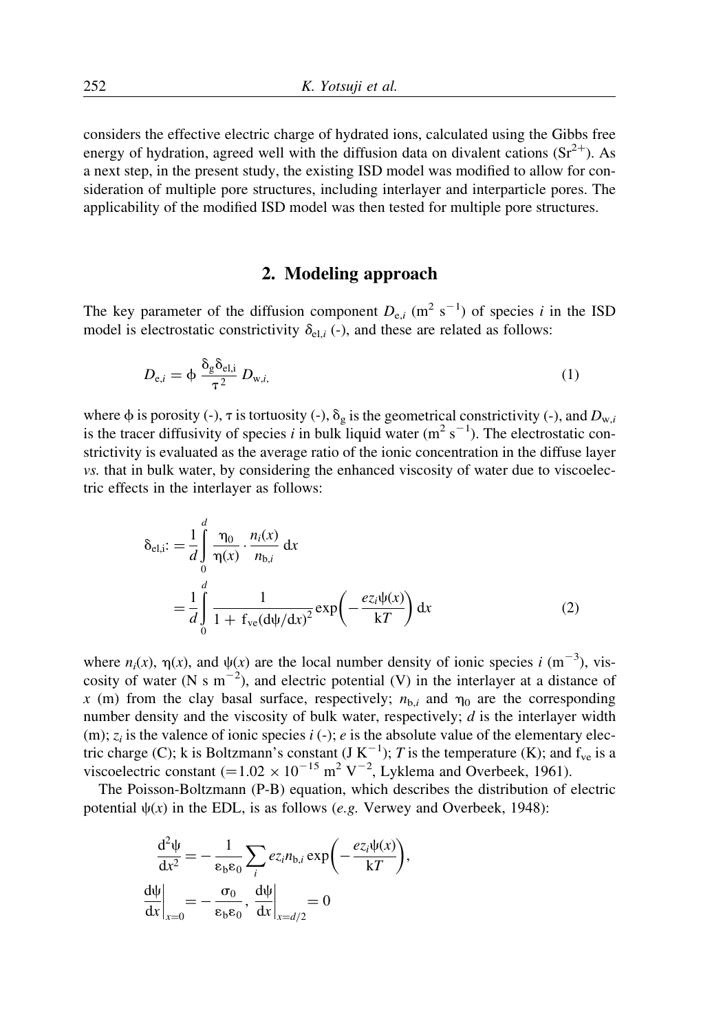considers the effective electric charge of hydrated ions, calculated using the Gibbs free energy of hydration, agreed well with the diffusion data on divalent cations ($Sr^{2+}$). As a next step, in the present study, the existing ISD model was modified to allow for consideration of multiple pore structures, including interlayer and interparticle pores. The applicability of the modified ISD model was then tested for multiple pore structures.

## 2. Modeling approach

The key parameter of the diffusion component $D_{e,i}$ ($m^2\ s^{-1}$) of species $i$ in the ISD model is electrostatic constrictivity $\delta_{el,i}$ (-), and these are related as follows:

$$D_{e,i} = \phi \frac{\delta_g \delta_{el,i}}{\tau^2} D_{w,i}, \tag{1}$$

where $\phi$ is porosity (-), $\tau$ is tortuosity (-), $\delta_g$ is the geometrical constrictivity (-), and $D_{w,i}$ is the tracer diffusivity of species $i$ in bulk liquid water ($m^2\ s^{-1}$). The electrostatic constrictivity is evaluated as the average ratio of the ionic concentration in the diffuse layer *vs.* that in bulk water, by considering the enhanced viscosity of water due to viscoelectric effects in the interlayer as follows:

$$\begin{aligned}
\delta_{el,i} &:= \frac{1}{d}\int_0^d \frac{\eta_0}{\eta(x)} \cdot \frac{n_i(x)}{n_{b,i}}\,dx \\
&= \frac{1}{d}\int_0^d \frac{1}{1 + f_{ve}(d\psi/dx)^2} \exp\left(-\frac{ez_i\psi(x)}{kT}\right) dx
\end{aligned} \tag{2}$$

where $n_i(x)$, $\eta(x)$, and $\psi(x)$ are the local number density of ionic species $i$ ($m^{-3}$), viscosity of water ($N\ s\ m^{-2}$), and electric potential (V) in the interlayer at a distance of $x$ (m) from the clay basal surface, respectively; $n_{b,i}$ and $\eta_0$ are the corresponding number density and the viscosity of bulk water, respectively; $d$ is the interlayer width (m); $z_i$ is the valence of ionic species $i$ (-); $e$ is the absolute value of the elementary electric charge (C); k is Boltzmann's constant ($J\ K^{-1}$); $T$ is the temperature (K); and $f_{ve}$ is a viscoelectric constant ($=1.02 \times 10^{-15}\ m^2\ V^{-2}$, Lyklema and Overbeek, 1961).

The Poisson-Boltzmann (P-B) equation, which describes the distribution of electric potential $\psi(x)$ in the EDL, is as follows (*e.g.* Verwey and Overbeek, 1948):

$$\frac{d^2\psi}{dx^2} = -\frac{1}{\varepsilon_b \varepsilon_0}\sum_i e z_i n_{b,i} \exp\left(-\frac{ez_i\psi(x)}{kT}\right),$$

$$\left.\frac{d\psi}{dx}\right|_{x=0} = -\frac{\sigma_0}{\varepsilon_b \varepsilon_0}, \quad \left.\frac{d\psi}{dx}\right|_{x=d/2} = 0$$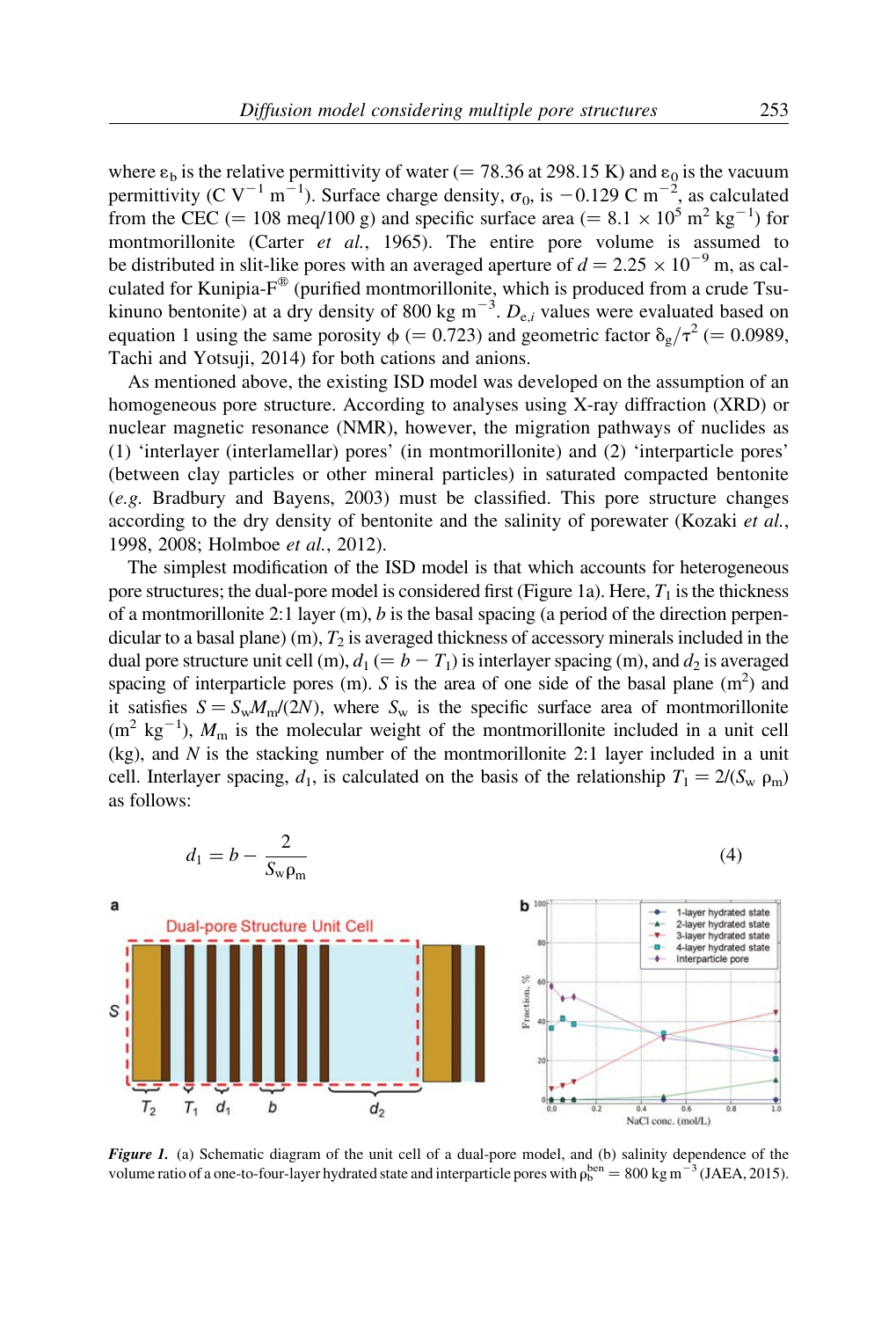where $\varepsilon_b$ is the relative permittivity of water (= 78.36 at 298.15 K) and $\varepsilon_0$ is the vacuum permittivity ($C\ V^{-1}\ m^{-1}$). Surface charge density, $\sigma_0$, is $-0.129\ C\ m^{-2}$, as calculated from the CEC (= 108 meq/100 g) and specific surface area (= $8.1 \times 10^5\ m^2\ kg^{-1}$) for montmorillonite (Carter *et al.*, 1965). The entire pore volume is assumed to be distributed in slit-like pores with an averaged aperture of $d = 2.25 \times 10^{-9}$ m, as calculated for Kunipia-F® (purified montmorillonite, which is produced from a crude Tsukinuno bentonite) at a dry density of 800 kg $m^{-3}$. $D_{e,i}$ values were evaluated based on equation 1 using the same porosity $\phi$ (= 0.723) and geometric factor $\delta_g/\tau^2$ (= 0.0989, Tachi and Yotsuji, 2014) for both cations and anions.

As mentioned above, the existing ISD model was developed on the assumption of an homogeneous pore structure. According to analyses using X-ray diffraction (XRD) or nuclear magnetic resonance (NMR), however, the migration pathways of nuclides as (1) 'interlayer (interlamellar) pores' (in montmorillonite) and (2) 'interparticle pores' (between clay particles or other mineral particles) in saturated compacted bentonite (*e.g.* Bradbury and Bayens, 2003) must be classified. This pore structure changes according to the dry density of bentonite and the salinity of porewater (Kozaki *et al.*, 1998, 2008; Holmboe *et al.*, 2012).

The simplest modification of the ISD model is that which accounts for heterogeneous pore structures; the dual-pore model is considered first (Figure 1a). Here, $T_1$ is the thickness of a montmorillonite 2:1 layer (m), $b$ is the basal spacing (a period of the direction perpendicular to a basal plane) (m), $T_2$ is averaged thickness of accessory minerals included in the dual pore structure unit cell (m), $d_1$ (= $b - T_1$) is interlayer spacing (m), and $d_2$ is averaged spacing of interparticle pores (m). $S$ is the area of one side of the basal plane ($m^2$) and it satisfies $S = S_w M_m/(2N)$, where $S_w$ is the specific surface area of montmorillonite ($m^2\ kg^{-1}$), $M_m$ is the molecular weight of the montmorillonite included in a unit cell (kg), and $N$ is the stacking number of the montmorillonite 2:1 layer included in a unit cell. Interlayer spacing, $d_1$, is calculated on the basis of the relationship $T_1 = 2/(S_w\ \rho_m)$ as follows:

$$d_1 = b - \frac{2}{S_w \rho_m} \tag{4}$$

***Figure 1.*** (a) Schematic diagram of the unit cell of a dual-pore model, and (b) salinity dependence of the volume ratio of a one-to-four-layer hydrated state and interparticle pores with $\rho_b^{ben} = 800$ kg $m^{-3}$ (JAEA, 2015).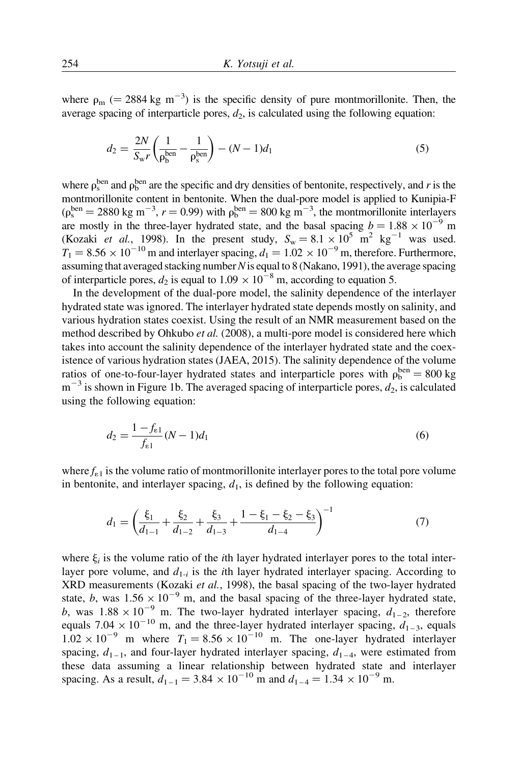where $\rho_m$ ($= 2884$ kg m$^{-3}$) is the specific density of pure montmorillonite. Then, the average spacing of interparticle pores, $d_2$, is calculated using the following equation:

$$d_2 = \frac{2N}{S_w r}\left(\frac{1}{\rho_b^{ben}} - \frac{1}{\rho_s^{ben}}\right) - (N-1)d_1 \tag{5}$$

where $\rho_s^{ben}$ and $\rho_b^{ben}$ are the specific and dry densities of bentonite, respectively, and $r$ is the montmorillonite content in bentonite. When the dual-pore model is applied to Kunipia-F ($\rho_s^{ben} = 2880$ kg m$^{-3}$, $r = 0.99$) with $\rho_b^{ben} = 800$ kg m$^{-3}$, the montmorillonite interlayers are mostly in the three-layer hydrated state, and the basal spacing $b = 1.88 \times 10^{-9}$ m (Kozaki *et al.*, 1998). In the present study, $S_w = 8.1 \times 10^5$ m$^2$ kg$^{-1}$ was used. $T_1 = 8.56 \times 10^{-10}$ m and interlayer spacing, $d_1 = 1.02 \times 10^{-9}$ m, therefore. Furthermore, assuming that averaged stacking number $N$ is equal to 8 (Nakano, 1991), the average spacing of interparticle pores, $d_2$ is equal to $1.09 \times 10^{-8}$ m, according to equation 5.

In the development of the dual-pore model, the salinity dependence of the interlayer hydrated state was ignored. The interlayer hydrated state depends mostly on salinity, and various hydration states coexist. Using the result of an NMR measurement based on the method described by Ohkubo *et al.* (2008), a multi-pore model is considered here which takes into account the salinity dependence of the interlayer hydrated state and the coexistence of various hydration states (JAEA, 2015). The salinity dependence of the volume ratios of one-to-four-layer hydrated states and interparticle pores with $\rho_b^{ben} = 800$ kg m$^{-3}$ is shown in Figure 1b. The averaged spacing of interparticle pores, $d_2$, is calculated using the following equation:

$$d_2 = \frac{1 - f_{\varepsilon 1}}{f_{\varepsilon 1}}(N-1)d_1 \tag{6}$$

where $f_{\varepsilon 1}$ is the volume ratio of montmorillonite interlayer pores to the total pore volume in bentonite, and interlayer spacing, $d_1$, is defined by the following equation:

$$d_1 = \left(\frac{\xi_1}{d_{1-1}} + \frac{\xi_2}{d_{1-2}} + \frac{\xi_3}{d_{1-3}} + \frac{1 - \xi_1 - \xi_2 - \xi_3}{d_{1-4}}\right)^{-1} \tag{7}$$

where $\xi_i$ is the volume ratio of the $i$th layer hydrated interlayer pores to the total interlayer pore volume, and $d_{1\text{-}i}$ is the $i$th layer hydrated interlayer spacing. According to XRD measurements (Kozaki *et al.*, 1998), the basal spacing of the two-layer hydrated state, $b$, was $1.56 \times 10^{-9}$ m, and the basal spacing of the three-layer hydrated state, $b$, was $1.88 \times 10^{-9}$ m. The two-layer hydrated interlayer spacing, $d_{1-2}$, therefore equals $7.04 \times 10^{-10}$ m, and the three-layer hydrated interlayer spacing, $d_{1-3}$, equals $1.02 \times 10^{-9}$ m where $T_1 = 8.56 \times 10^{-10}$ m. The one-layer hydrated interlayer spacing, $d_{1-1}$, and four-layer hydrated interlayer spacing, $d_{1-4}$, were estimated from these data assuming a linear relationship between hydrated state and interlayer spacing. As a result, $d_{1-1} = 3.84 \times 10^{-10}$ m and $d_{1-4} = 1.34 \times 10^{-9}$ m.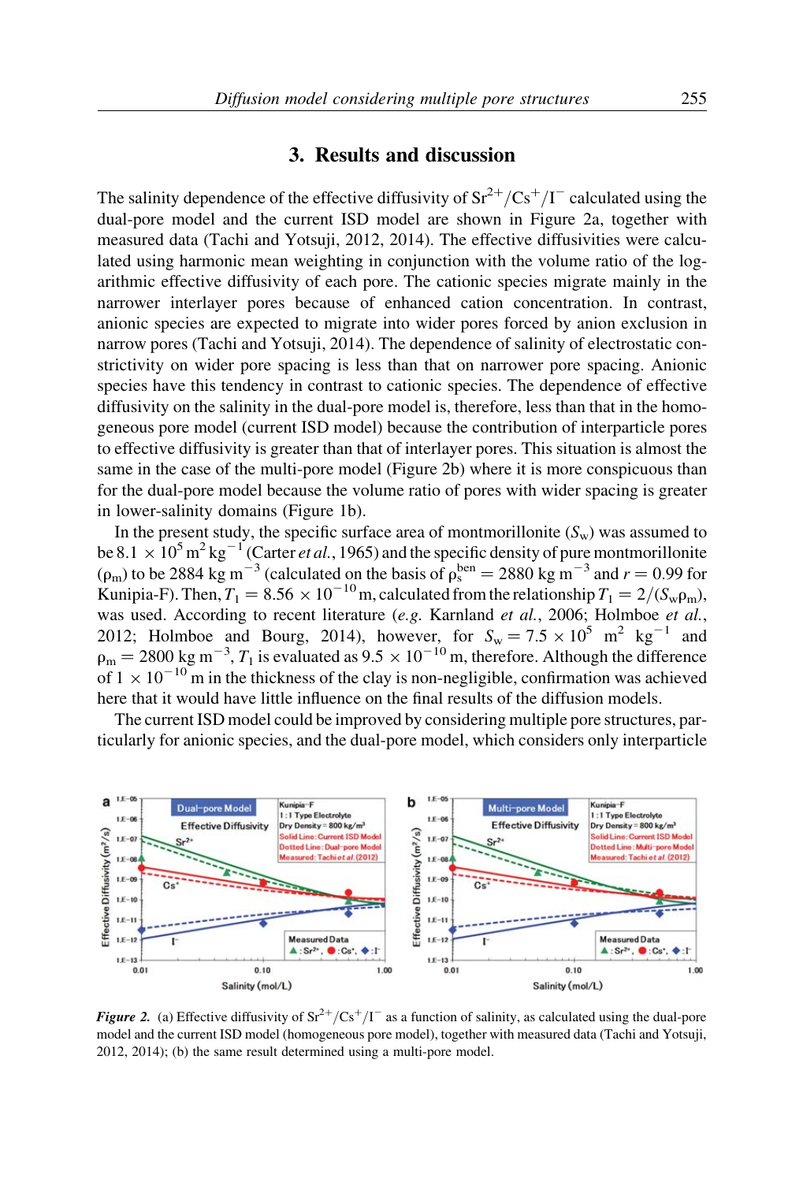## 3. Results and discussion

The salinity dependence of the effective diffusivity of $Sr^{2+}/Cs^{+}/I^{-}$ calculated using the dual-pore model and the current ISD model are shown in Figure 2a, together with measured data (Tachi and Yotsuji, 2012, 2014). The effective diffusivities were calculated using harmonic mean weighting in conjunction with the volume ratio of the logarithmic effective diffusivity of each pore. The cationic species migrate mainly in the narrower interlayer pores because of enhanced cation concentration. In contrast, anionic species are expected to migrate into wider pores forced by anion exclusion in narrow pores (Tachi and Yotsuji, 2014). The dependence of salinity of electrostatic constrictivity on wider pore spacing is less than that on narrower pore spacing. Anionic species have this tendency in contrast to cationic species. The dependence of effective diffusivity on the salinity in the dual-pore model is, therefore, less than that in the homogeneous pore model (current ISD model) because the contribution of interparticle pores to effective diffusivity is greater than that of interlayer pores. This situation is almost the same in the case of the multi-pore model (Figure 2b) where it is more conspicuous than for the dual-pore model because the volume ratio of pores with wider spacing is greater in lower-salinity domains (Figure 1b).

In the present study, the specific surface area of montmorillonite ($S_w$) was assumed to be $8.1 \times 10^5$ $m^2\,kg^{-1}$ (Carter *et al.*, 1965) and the specific density of pure montmorillonite ($\rho_m$) to be 2884 kg $m^{-3}$ (calculated on the basis of $\rho_s^{ben} = 2880$ kg $m^{-3}$ and $r = 0.99$ for Kunipia-F). Then, $T_1 = 8.56 \times 10^{-10}$ m, calculated from the relationship $T_1 = 2/(S_w \rho_m)$, was used. According to recent literature (*e.g.* Karnland *et al.*, 2006; Holmboe *et al.*, 2012; Holmboe and Bourg, 2014), however, for $S_w = 7.5 \times 10^5$ $m^2$ $kg^{-1}$ and $\rho_m = 2800$ kg $m^{-3}$, $T_1$ is evaluated as $9.5 \times 10^{-10}$ m, therefore. Although the difference of $1 \times 10^{-10}$ m in the thickness of the clay is non-negligible, confirmation was achieved here that it would have little influence on the final results of the diffusion models.

The current ISD model could be improved by considering multiple pore structures, particularly for anionic species, and the dual-pore model, which considers only interparticle

*Figure 2.* (a) Effective diffusivity of $Sr^{2+}/Cs^{+}/I^{-}$ as a function of salinity, as calculated using the dual-pore model and the current ISD model (homogeneous pore model), together with measured data (Tachi and Yotsuji, 2012, 2014); (b) the same result determined using a multi-pore model.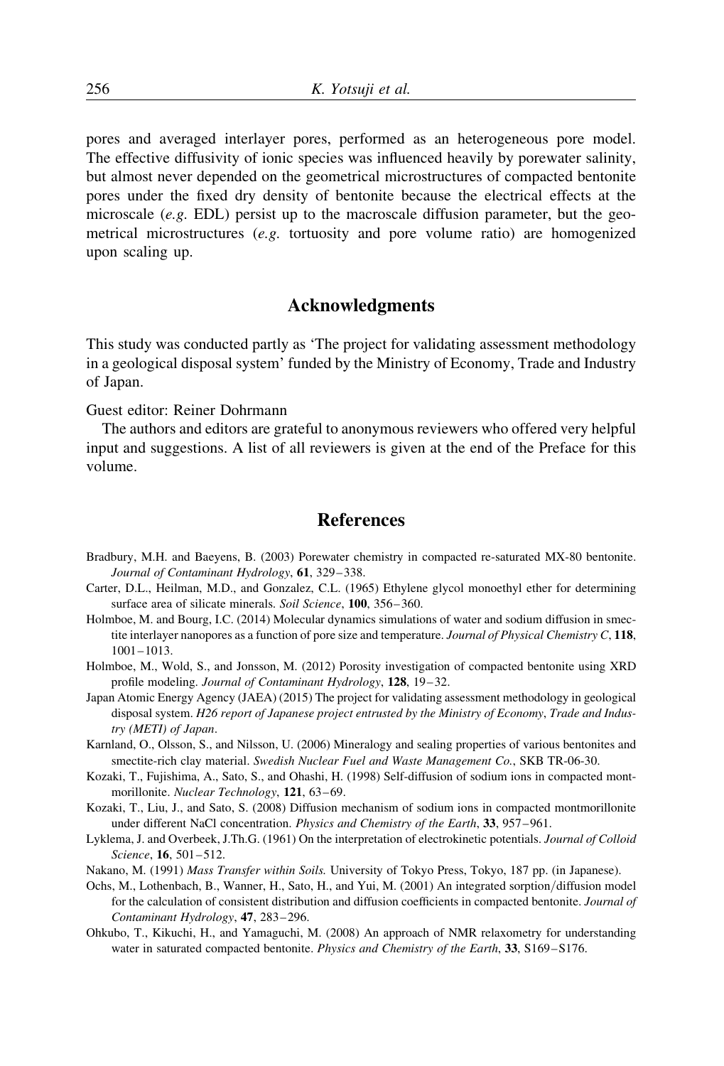pores and averaged interlayer pores, performed as an heterogeneous pore model. The effective diffusivity of ionic species was influenced heavily by porewater salinity, but almost never depended on the geometrical microstructures of compacted bentonite pores under the fixed dry density of bentonite because the electrical effects at the microscale (*e.g.* EDL) persist up to the macroscale diffusion parameter, but the geometrical microstructures (*e.g.* tortuosity and pore volume ratio) are homogenized upon scaling up.

## Acknowledgments

This study was conducted partly as 'The project for validating assessment methodology in a geological disposal system' funded by the Ministry of Economy, Trade and Industry of Japan.

Guest editor: Reiner Dohrmann

The authors and editors are grateful to anonymous reviewers who offered very helpful input and suggestions. A list of all reviewers is given at the end of the Preface for this volume.

## References

Bradbury, M.H. and Baeyens, B. (2003) Porewater chemistry in compacted re-saturated MX-80 bentonite. *Journal of Contaminant Hydrology*, **61**, 329–338.

Carter, D.L., Heilman, M.D., and Gonzalez, C.L. (1965) Ethylene glycol monoethyl ether for determining surface area of silicate minerals. *Soil Science*, **100**, 356–360.

Holmboe, M. and Bourg, I.C. (2014) Molecular dynamics simulations of water and sodium diffusion in smectite interlayer nanopores as a function of pore size and temperature. *Journal of Physical Chemistry C*, **118**, 1001–1013.

Holmboe, M., Wold, S., and Jonsson, M. (2012) Porosity investigation of compacted bentonite using XRD profile modeling. *Journal of Contaminant Hydrology*, **128**, 19–32.

Japan Atomic Energy Agency (JAEA) (2015) The project for validating assessment methodology in geological disposal system. *H26 report of Japanese project entrusted by the Ministry of Economy, Trade and Industry (METI) of Japan*.

Karnland, O., Olsson, S., and Nilsson, U. (2006) Mineralogy and sealing properties of various bentonites and smectite-rich clay material. *Swedish Nuclear Fuel and Waste Management Co.*, SKB TR-06-30.

Kozaki, T., Fujishima, A., Sato, S., and Ohashi, H. (1998) Self-diffusion of sodium ions in compacted montmorillonite. *Nuclear Technology*, **121**, 63–69.

Kozaki, T., Liu, J., and Sato, S. (2008) Diffusion mechanism of sodium ions in compacted montmorillonite under different NaCl concentration. *Physics and Chemistry of the Earth*, **33**, 957–961.

Lyklema, J. and Overbeek, J.Th.G. (1961) On the interpretation of electrokinetic potentials. *Journal of Colloid Science*, **16**, 501–512.

Nakano, M. (1991) *Mass Transfer within Soils.* University of Tokyo Press, Tokyo, 187 pp. (in Japanese).

Ochs, M., Lothenbach, B., Wanner, H., Sato, H., and Yui, M. (2001) An integrated sorption/diffusion model for the calculation of consistent distribution and diffusion coefficients in compacted bentonite. *Journal of Contaminant Hydrology*, **47**, 283–296.

Ohkubo, T., Kikuchi, H., and Yamaguchi, M. (2008) An approach of NMR relaxometry for understanding water in saturated compacted bentonite. *Physics and Chemistry of the Earth*, **33**, S169–S176.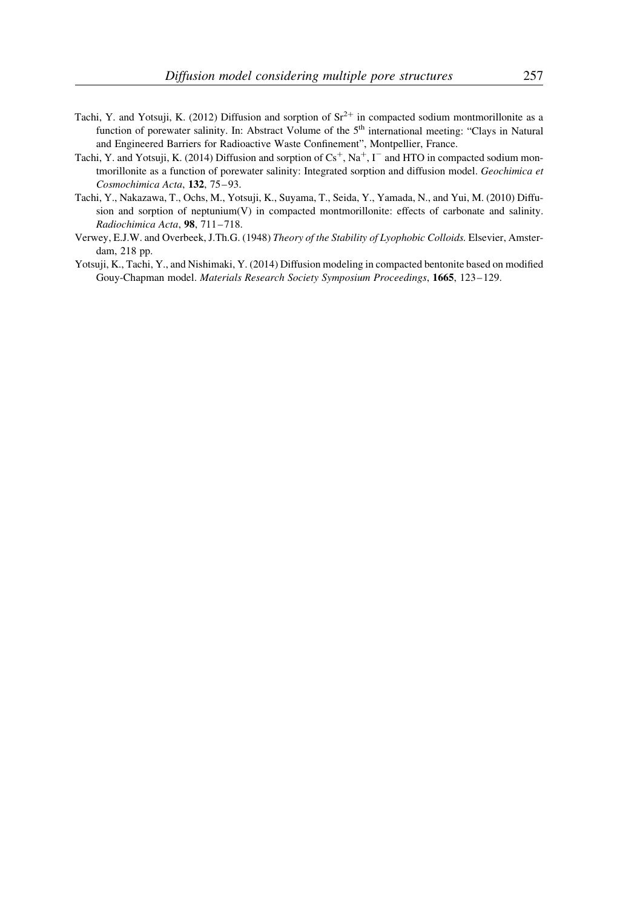Tachi, Y. and Yotsuji, K. (2012) Diffusion and sorption of $Sr^{2+}$ in compacted sodium montmorillonite as a function of porewater salinity. In: Abstract Volume of the 5th international meeting: "Clays in Natural and Engineered Barriers for Radioactive Waste Confinement", Montpellier, France.

Tachi, Y. and Yotsuji, K. (2014) Diffusion and sorption of $Cs^{+}$, $Na^{+}$, $I^{-}$ and HTO in compacted sodium montmorillonite as a function of porewater salinity: Integrated sorption and diffusion model. *Geochimica et Cosmochimica Acta*, **132**, 75–93.

Tachi, Y., Nakazawa, T., Ochs, M., Yotsuji, K., Suyama, T., Seida, Y., Yamada, N., and Yui, M. (2010) Diffusion and sorption of neptunium(V) in compacted montmorillonite: effects of carbonate and salinity. *Radiochimica Acta*, **98**, 711–718.

Verwey, E.J.W. and Overbeek, J.Th.G. (1948) *Theory of the Stability of Lyophobic Colloids.* Elsevier, Amsterdam, 218 pp.

Yotsuji, K., Tachi, Y., and Nishimaki, Y. (2014) Diffusion modeling in compacted bentonite based on modified Gouy-Chapman model. *Materials Research Society Symposium Proceedings*, **1665**, 123–129.